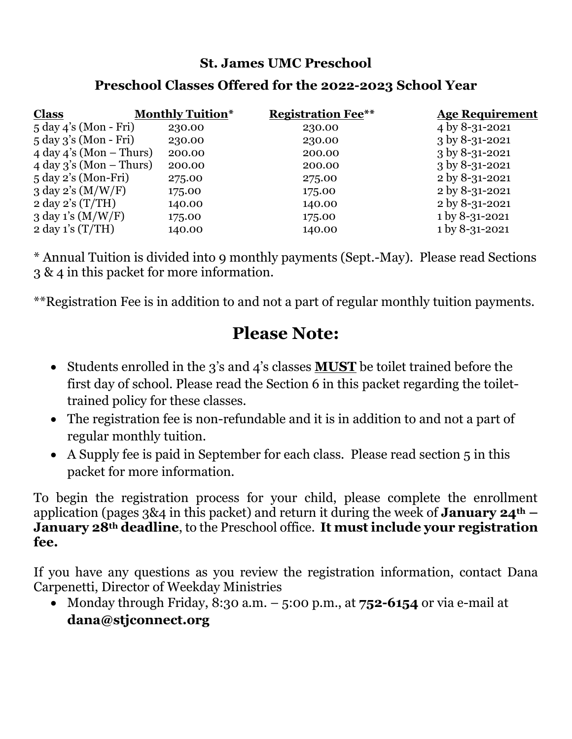**St. James UMC Preschool**

**Preschool Classes Offered for the 2022-2023 School Year**

| Class | Monthly Tuition* | Registration Fee** | Age Requirement |
|---|---|---|---|
| 5 day 4's (Mon - Fri) | 230.00 | 230.00 | 4 by 8-31-2021 |
| 5 day 3's (Mon - Fri) | 230.00 | 230.00 | 3 by 8-31-2021 |
| 4 day 4's (Mon – Thurs) | 200.00 | 200.00 | 3 by 8-31-2021 |
| 4 day 3's (Mon – Thurs) | 200.00 | 200.00 | 3 by 8-31-2021 |
| 5 day 2's (Mon-Fri) | 275.00 | 275.00 | 2 by 8-31-2021 |
| 3 day 2's (M/W/F) | 175.00 | 175.00 | 2 by 8-31-2021 |
| 2 day 2's (T/TH) | 140.00 | 140.00 | 2 by 8-31-2021 |
| 3 day 1's (M/W/F) | 175.00 | 175.00 | 1 by 8-31-2021 |
| 2 day 1's (T/TH) | 140.00 | 140.00 | 1 by 8-31-2021 |

* Annual Tuition is divided into 9 monthly payments (Sept.-May). Please read Sections 3 & 4 in this packet for more information.

**Registration Fee is in addition to and not a part of regular monthly tuition payments.

# Please Note:

- Students enrolled in the 3's and 4's classes **MUST** be toilet trained before the first day of school. Please read the Section 6 in this packet regarding the toilet-trained policy for these classes.
- The registration fee is non-refundable and it is in addition to and not a part of regular monthly tuition.
- A Supply fee is paid in September for each class. Please read section 5 in this packet for more information.

To begin the registration process for your child, please complete the enrollment application (pages 3&4 in this packet) and return it during the week of **January 24th – January 28th deadline**, to the Preschool office. **It must include your registration fee.**

If you have any questions as you review the registration information, contact Dana Carpenetti, Director of Weekday Ministries

- Monday through Friday, 8:30 a.m. – 5:00 p.m., at **752-6154** or via e-mail at **dana@stjconnect.org**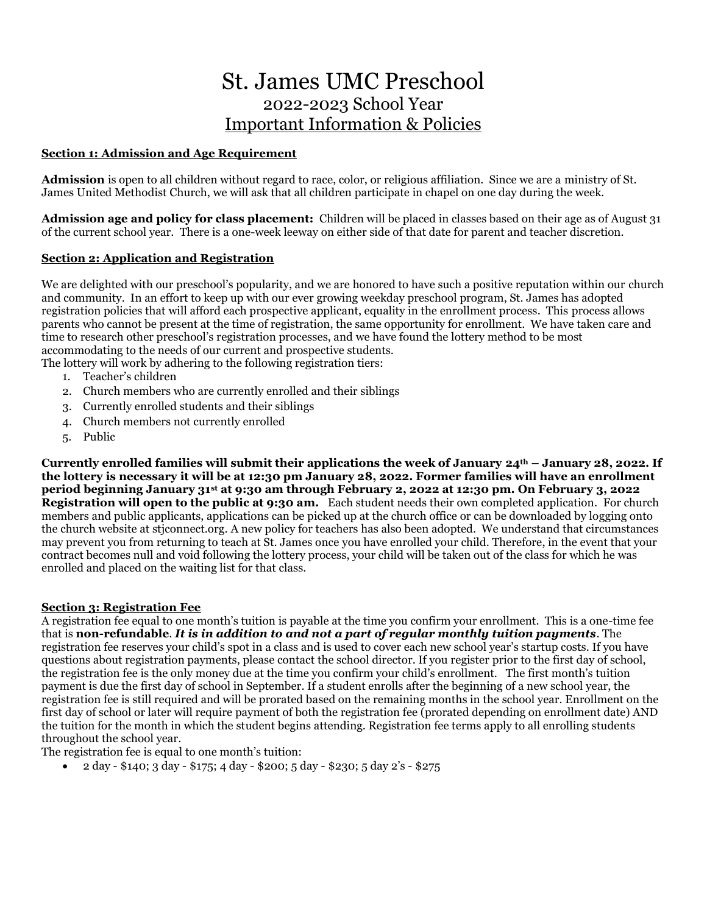# St. James UMC Preschool

## 2022-2023 School Year

## Important Information & Policies

### Section 1: Admission and Age Requirement

**Admission** is open to all children without regard to race, color, or religious affiliation. Since we are a ministry of St. James United Methodist Church, we will ask that all children participate in chapel on one day during the week.

**Admission age and policy for class placement:** Children will be placed in classes based on their age as of August 31 of the current school year. There is a one-week leeway on either side of that date for parent and teacher discretion.

### Section 2: Application and Registration

We are delighted with our preschool's popularity, and we are honored to have such a positive reputation within our church and community. In an effort to keep up with our ever growing weekday preschool program, St. James has adopted registration policies that will afford each prospective applicant, equality in the enrollment process. This process allows parents who cannot be present at the time of registration, the same opportunity for enrollment. We have taken care and time to research other preschool's registration processes, and we have found the lottery method to be most accommodating to the needs of our current and prospective students.
The lottery will work by adhering to the following registration tiers:

1. Teacher's children
2. Church members who are currently enrolled and their siblings
3. Currently enrolled students and their siblings
4. Church members not currently enrolled
5. Public

**Currently enrolled families will submit their applications the week of January 24th – January 28, 2022. If the lottery is necessary it will be at 12:30 pm January 28, 2022. Former families will have an enrollment period beginning January 31st at 9:30 am through February 2, 2022 at 12:30 pm. On February 3, 2022 Registration will open to the public at 9:30 am.** Each student needs their own completed application. For church members and public applicants, applications can be picked up at the church office or can be downloaded by logging onto the church website at stjconnect.org. A new policy for teachers has also been adopted. We understand that circumstances may prevent you from returning to teach at St. James once you have enrolled your child. Therefore, in the event that your contract becomes null and void following the lottery process, your child will be taken out of the class for which he was enrolled and placed on the waiting list for that class.

### Section 3: Registration Fee

A registration fee equal to one month's tuition is payable at the time you confirm your enrollment. This is a one-time fee that is **non-refundable**. ***It is in addition to and not a part of regular monthly tuition payments***. The registration fee reserves your child's spot in a class and is used to cover each new school year's startup costs. If you have questions about registration payments, please contact the school director. If you register prior to the first day of school, the registration fee is the only money due at the time you confirm your child's enrollment. The first month's tuition payment is due the first day of school in September. If a student enrolls after the beginning of a new school year, the registration fee is still required and will be prorated based on the remaining months in the school year. Enrollment on the first day of school or later will require payment of both the registration fee (prorated depending on enrollment date) AND the tuition for the month in which the student begins attending. Registration fee terms apply to all enrolling students throughout the school year.
The registration fee is equal to one month's tuition:

- 2 day - $140; 3 day - $175; 4 day - $200; 5 day - $230; 5 day 2's - $275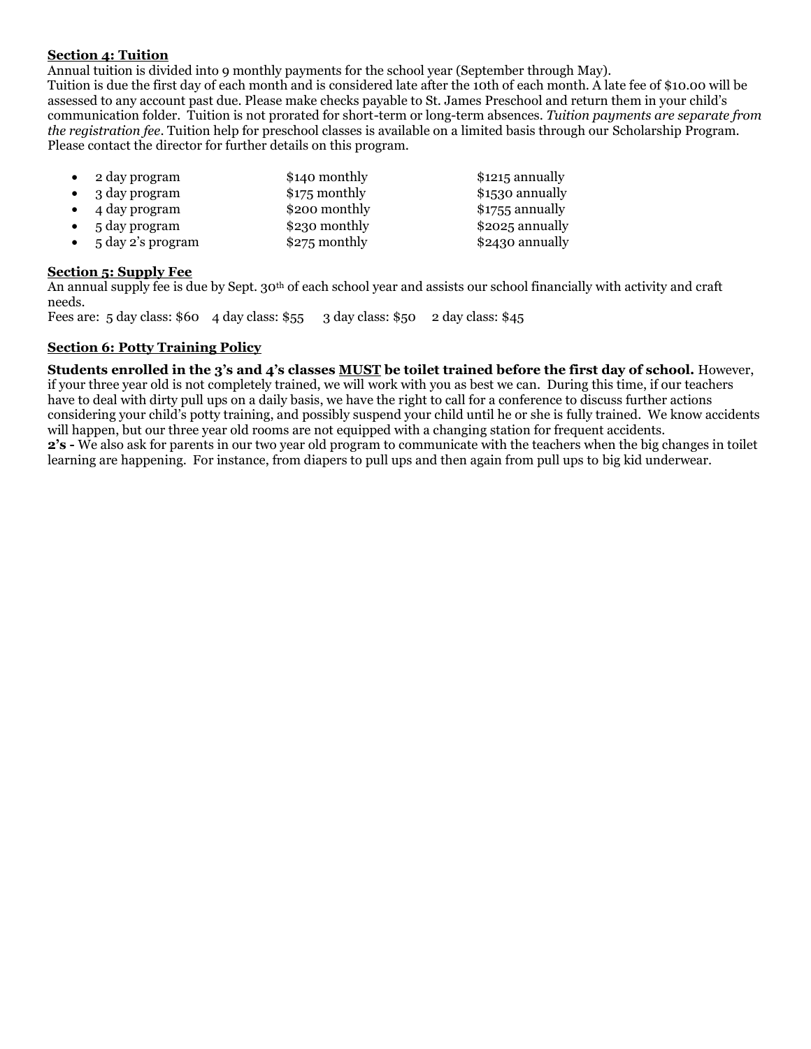**Section 4: Tuition**

Annual tuition is divided into 9 monthly payments for the school year (September through May).
Tuition is due the first day of each month and is considered late after the 10th of each month. A late fee of $10.00 will be assessed to any account past due. Please make checks payable to St. James Preschool and return them in your child's communication folder. Tuition is not prorated for short-term or long-term absences. *Tuition payments are separate from the registration fee*. Tuition help for preschool classes is available on a limited basis through our Scholarship Program. Please contact the director for further details on this program.

- 2 day program — $140 monthly — $1215 annually
- 3 day program — $175 monthly — $1530 annually
- 4 day program — $200 monthly — $1755 annually
- 5 day program — $230 monthly — $2025 annually
- 5 day 2's program — $275 monthly — $2430 annually

**Section 5: Supply Fee**

An annual supply fee is due by Sept. 30th of each school year and assists our school financially with activity and craft needs.
Fees are: 5 day class: $60 4 day class: $55 3 day class: $50 2 day class: $45

**Section 6: Potty Training Policy**

**Students enrolled in the 3's and 4's classes MUST be toilet trained before the first day of school.** However, if your three year old is not completely trained, we will work with you as best we can. During this time, if our teachers have to deal with dirty pull ups on a daily basis, we have the right to call for a conference to discuss further actions considering your child's potty training, and possibly suspend your child until he or she is fully trained. We know accidents will happen, but our three year old rooms are not equipped with a changing station for frequent accidents.
**2's -** We also ask for parents in our two year old program to communicate with the teachers when the big changes in toilet learning are happening. For instance, from diapers to pull ups and then again from pull ups to big kid underwear.